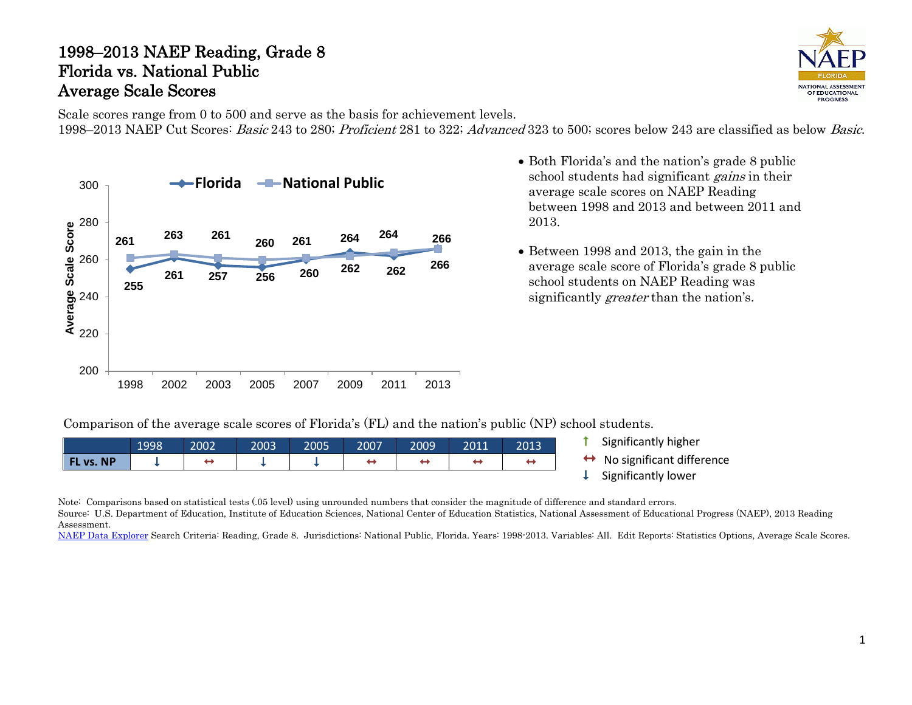# 1998–2013 NAEP Reading, Grade 8
# Florida vs. National Public
# Average Scale Scores

Scale scores range from 0 to 500 and serve as the basis for achievement levels.
1998–2013 NAEP Cut Scores: *Basic* 243 to 280; *Proficient* 281 to 322; *Advanced* 323 to 500; scores below 243 are classified as below *Basic*.

| Year | Florida | National Public |
| --- | --- | --- |
| 1998 | 255 | 261 |
| 2002 | 261 | 263 |
| 2003 | 257 | 261 |
| 2005 | 256 | 260 |
| 2007 | 260 | 261 |
| 2009 | 264 | 262 |
| 2011 | 262 | 264 |
| 2013 | 266 | 266 |

- Both Florida's and the nation's grade 8 public school students had significant *gains* in their average scale scores on NAEP Reading between 1998 and 2013 and between 2011 and 2013.
- Between 1998 and 2013, the gain in the average scale score of Florida's grade 8 public school students on NAEP Reading was significantly *greater* than the nation's.

Comparison of the average scale scores of Florida's (FL) and the nation's public (NP) school students.

| | 1998 | 2002 | 2003 | 2005 | 2007 | 2009 | 2011 | 2013 |
| --- | --- | --- | --- | --- | --- | --- | --- | --- |
| FL vs. NP | ↓ | ↔ | ↓ | ↓ | ↔ | ↔ | ↔ | ↔ |

↑ Significantly higher
↔ No significant difference
↓ Significantly lower

Note: Comparisons based on statistical tests (.05 level) using unrounded numbers that consider the magnitude of difference and standard errors.
Source: U.S. Department of Education, Institute of Education Sciences, National Center of Education Statistics, National Assessment of Educational Progress (NAEP), 2013 Reading Assessment.
NAEP Data Explorer Search Criteria: Reading, Grade 8. Jurisdictions: National Public, Florida. Years: 1998-2013. Variables: All. Edit Reports: Statistics Options, Average Scale Scores.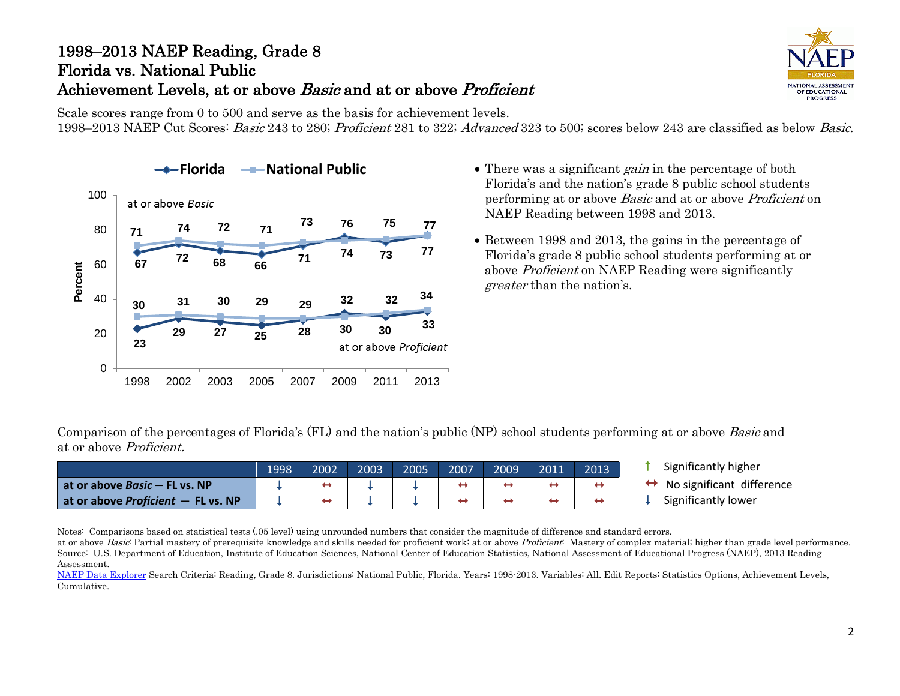# 1998–2013 NAEP Reading, Grade 8
## Florida vs. National Public
## Achievement Levels, at or above *Basic* and at or above *Proficient*

Scale scores range from 0 to 500 and serve as the basis for achievement levels.
1998–2013 NAEP Cut Scores: *Basic* 243 to 280; *Proficient* 281 to 322; *Advanced* 323 to 500; scores below 243 are classified as below *Basic*.

| Year | Florida at or above *Basic* | National Public at or above *Basic* | Florida at or above *Proficient* | National Public at or above *Proficient* |
|---|---|---|---|---|
| 1998 | 67 | 71 | 23 | 30 |
| 2002 | 72 | 74 | 29 | 31 |
| 2003 | 68 | 72 | 27 | 30 |
| 2005 | 66 | 71 | 25 | 29 |
| 2007 | 71 | 73 | 28 | 29 |
| 2009 | 76 | 74 | 32 | 30 |
| 2011 | 73 | 75 | 30 | 32 |
| 2013 | 77 | 77 | 33 | 34 |

- There was a significant *gain* in the percentage of both Florida's and the nation's grade 8 public school students performing at or above *Basic* and at or above *Proficient* on NAEP Reading between 1998 and 2013.
- Between 1998 and 2013, the gains in the percentage of Florida's grade 8 public school students performing at or above *Proficient* on NAEP Reading were significantly *greater* than the nation's.

Comparison of the percentages of Florida's (FL) and the nation's public (NP) school students performing at or above *Basic* and at or above *Proficient.*

| | 1998 | 2002 | 2003 | 2005 | 2007 | 2009 | 2011 | 2013 |
|---|---|---|---|---|---|---|---|---|
| **at or above *Basic* — FL vs. NP** | ↓ | ↔ | ↓ | ↓ | ↔ | ↔ | ↔ | ↔ |
| **at or above *Proficient* — FL vs. NP** | ↓ | ↔ | ↓ | ↓ | ↔ | ↔ | ↔ | ↔ |

↑ Significantly higher
↔ No significant difference
↓ Significantly lower

Notes: Comparisons based on statistical tests (.05 level) using unrounded numbers that consider the magnitude of difference and standard errors.
at or above *Basic*: Partial mastery of prerequisite knowledge and skills needed for proficient work; at or above *Proficient*: Mastery of complex material; higher than grade level performance.
Source: U.S. Department of Education, Institute of Education Sciences, National Center of Education Statistics, National Assessment of Educational Progress (NAEP), 2013 Reading Assessment.
NAEP Data Explorer Search Criteria: Reading, Grade 8. Jurisdictions: National Public, Florida. Years: 1998-2013. Variables: All. Edit Reports: Statistics Options, Achievement Levels, Cumulative.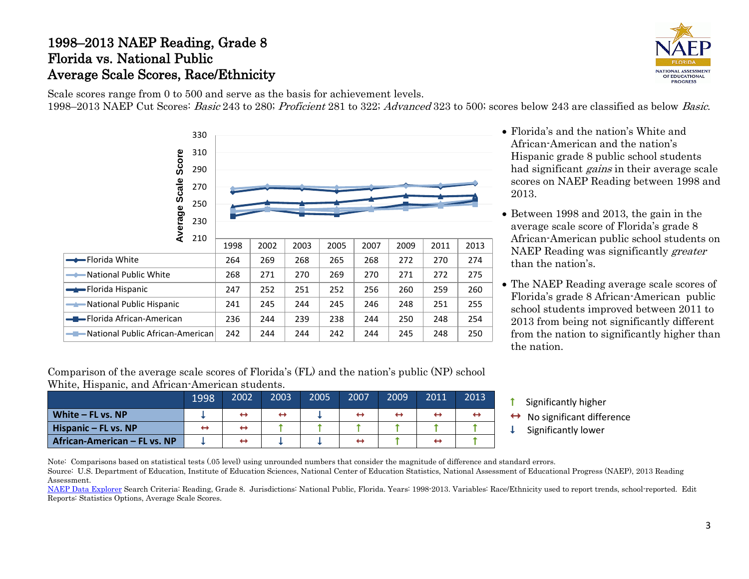# 1998–2013 NAEP Reading, Grade 8
# Florida vs. National Public
# Average Scale Scores, Race/Ethnicity

Scale scores range from 0 to 500 and serve as the basis for achievement levels.
1998–2013 NAEP Cut Scores: *Basic* 243 to 280; *Proficient* 281 to 322; *Advanced* 323 to 500; scores below 243 are classified as below *Basic*.

| | 1998 | 2002 | 2003 | 2005 | 2007 | 2009 | 2011 | 2013 |
|---|---|---|---|---|---|---|---|---|
| Florida White | 264 | 269 | 268 | 265 | 268 | 272 | 270 | 274 |
| National Public White | 268 | 271 | 270 | 269 | 270 | 271 | 272 | 275 |
| Florida Hispanic | 247 | 252 | 251 | 252 | 256 | 260 | 259 | 260 |
| National Public Hispanic | 241 | 245 | 244 | 245 | 246 | 248 | 251 | 255 |
| Florida African-American | 236 | 244 | 239 | 238 | 244 | 250 | 248 | 254 |
| National Public African-American | 242 | 244 | 244 | 242 | 244 | 245 | 248 | 250 |

- Florida's and the nation's White and African-American and the nation's Hispanic grade 8 public school students had significant *gains* in their average scale scores on NAEP Reading between 1998 and 2013.
- Between 1998 and 2013, the gain in the average scale score of Florida's grade 8 African-American public school students on NAEP Reading was significantly *greater* than the nation's.
- The NAEP Reading average scale scores of Florida's grade 8 African-American public school students improved between 2011 to 2013 from being not significantly different from the nation to significantly higher than the nation.

Comparison of the average scale scores of Florida's (FL) and the nation's public (NP) school White, Hispanic, and African-American students.

| | 1998 | 2002 | 2003 | 2005 | 2007 | 2009 | 2011 | 2013 |
|---|---|---|---|---|---|---|---|---|
| **White – FL vs. NP** | ↓ | ↔ | ↔ | ↓ | ↔ | ↔ | ↔ | ↔ |
| **Hispanic – FL vs. NP** | ↔ | ↔ | ↑ | ↑ | ↑ | ↑ | ↑ | ↑ |
| **African-American – FL vs. NP** | ↓ | ↔ | ↓ | ↓ | ↔ | ↑ | ↔ | ↑ |

↑ Significantly higher
↔ No significant difference
↓ Significantly lower

Note: Comparisons based on statistical tests (.05 level) using unrounded numbers that consider the magnitude of difference and standard errors.
Source: U.S. Department of Education, Institute of Education Sciences, National Center of Education Statistics, National Assessment of Educational Progress (NAEP), 2013 Reading Assessment.
NAEP Data Explorer Search Criteria: Reading, Grade 8. Jurisdictions: National Public, Florida. Years: 1998-2013. Variables: Race/Ethnicity used to report trends, school-reported. Edit Reports: Statistics Options, Average Scale Scores.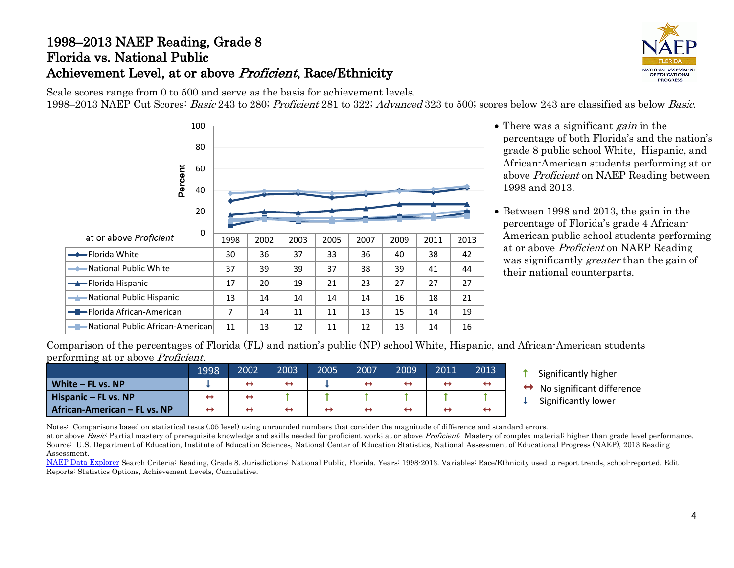# 1998–2013 NAEP Reading, Grade 8
# Florida vs. National Public
# Achievement Level, at or above *Proficient*, Race/Ethnicity

Scale scores range from 0 to 500 and serve as the basis for achievement levels.
1998–2013 NAEP Cut Scores: *Basic* 243 to 280; *Proficient* 281 to 322; *Advanced* 323 to 500; scores below 243 are classified as below *Basic*.

| at or above *Proficient* | 1998 | 2002 | 2003 | 2005 | 2007 | 2009 | 2011 | 2013 |
|---|---|---|---|---|---|---|---|---|
| Florida White | 30 | 36 | 37 | 33 | 36 | 40 | 38 | 42 |
| National Public White | 37 | 39 | 39 | 37 | 38 | 39 | 41 | 44 |
| Florida Hispanic | 17 | 20 | 19 | 21 | 23 | 27 | 27 | 27 |
| National Public Hispanic | 13 | 14 | 14 | 14 | 14 | 16 | 18 | 21 |
| Florida African-American | 7 | 14 | 11 | 11 | 13 | 15 | 14 | 19 |
| National Public African-American | 11 | 13 | 12 | 11 | 12 | 13 | 14 | 16 |

- There was a significant *gain* in the percentage of both Florida's and the nation's grade 8 public school White, Hispanic, and African-American students performing at or above *Proficient* on NAEP Reading between 1998 and 2013.
- Between 1998 and 2013, the gain in the percentage of Florida's grade 4 African-American public school students performing at or above *Proficient* on NAEP Reading was significantly *greater* than the gain of their national counterparts.

Comparison of the percentages of Florida (FL) and nation's public (NP) school White, Hispanic, and African-American students performing at or above *Proficient*.

| | 1998 | 2002 | 2003 | 2005 | 2007 | 2009 | 2011 | 2013 |
|---|---|---|---|---|---|---|---|---|
| **White – FL vs. NP** | ↓ | ↔ | ↔ | ↓ | ↔ | ↔ | ↔ | ↔ |
| **Hispanic – FL vs. NP** | ↔ | ↔ | ↑ | ↑ | ↑ | ↑ | ↑ | ↑ |
| **African-American – FL vs. NP** | ↔ | ↔ | ↔ | ↔ | ↔ | ↔ | ↔ | ↔ |

↑ Significantly higher
↔ No significant difference
↓ Significantly lower

Notes: Comparisons based on statistical tests (.05 level) using unrounded numbers that consider the magnitude of difference and standard errors.
at or above *Basic*: Partial mastery of prerequisite knowledge and skills needed for proficient work; at or above *Proficient*: Mastery of complex material; higher than grade level performance.
Source: U.S. Department of Education, Institute of Education Sciences, National Center of Education Statistics, National Assessment of Educational Progress (NAEP), 2013 Reading Assessment.
NAEP Data Explorer Search Criteria: Reading, Grade 8. Jurisdictions: National Public, Florida. Years: 1998-2013. Variables: Race/Ethnicity used to report trends, school-reported. Edit Reports: Statistics Options, Achievement Levels, Cumulative.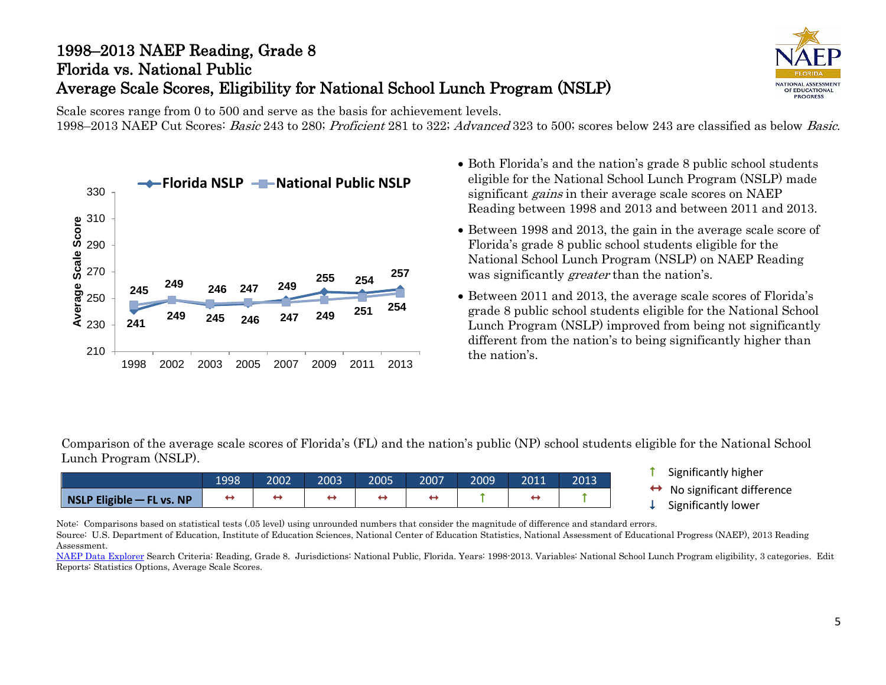# 1998–2013 NAEP Reading, Grade 8
# Florida vs. National Public
# Average Scale Scores, Eligibility for National School Lunch Program (NSLP)

Scale scores range from 0 to 500 and serve as the basis for achievement levels.
1998–2013 NAEP Cut Scores: *Basic* 243 to 280; *Proficient* 281 to 322; *Advanced* 323 to 500; scores below 243 are classified as below *Basic*.

| Year | Florida NSLP | National Public NSLP |
|---|---|---|
| 1998 | 241 | 245 |
| 2002 | 249 | 249 |
| 2003 | 245 | 246 |
| 2005 | 246 | 247 |
| 2007 | 249 | 247 |
| 2009 | 255 | 249 |
| 2011 | 254 | 251 |
| 2013 | 257 | 254 |

- Both Florida's and the nation's grade 8 public school students eligible for the National School Lunch Program (NSLP) made significant *gains* in their average scale scores on NAEP Reading between 1998 and 2013 and between 2011 and 2013.
- Between 1998 and 2013, the gain in the average scale score of Florida's grade 8 public school students eligible for the National School Lunch Program (NSLP) on NAEP Reading was significantly *greater* than the nation's.
- Between 2011 and 2013, the average scale scores of Florida's grade 8 public school students eligible for the National School Lunch Program (NSLP) improved from being not significantly different from the nation's to being significantly higher than the nation's.

Comparison of the average scale scores of Florida's (FL) and the nation's public (NP) school students eligible for the National School Lunch Program (NSLP).

| | 1998 | 2002 | 2003 | 2005 | 2007 | 2009 | 2011 | 2013 |
|---|---|---|---|---|---|---|---|---|
| **NSLP Eligible — FL vs. NP** | ↔ | ↔ | ↔ | ↔ | ↔ | ↑ | ↔ | ↑ |

↑ Significantly higher
↔ No significant difference
↓ Significantly lower

Note: Comparisons based on statistical tests (.05 level) using unrounded numbers that consider the magnitude of difference and standard errors.
Source: U.S. Department of Education, Institute of Education Sciences, National Center of Education Statistics, National Assessment of Educational Progress (NAEP), 2013 Reading Assessment.
NAEP Data Explorer Search Criteria: Reading, Grade 8. Jurisdictions: National Public, Florida. Years: 1998-2013. Variables: National School Lunch Program eligibility, 3 categories. Edit Reports: Statistics Options, Average Scale Scores.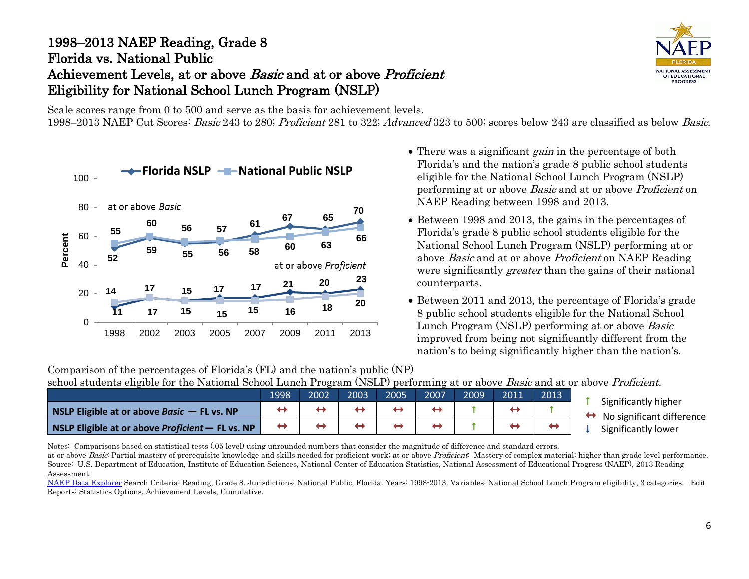# 1998–2013 NAEP Reading, Grade 8
## Florida vs. National Public
## Achievement Levels, at or above *Basic* and at or above *Proficient*
## Eligibility for National School Lunch Program (NSLP)

Scale scores range from 0 to 500 and serve as the basis for achievement levels.
1998–2013 NAEP Cut Scores: *Basic* 243 to 280; *Proficient* 281 to 322; *Advanced* 323 to 500; scores below 243 are classified as below *Basic*.

| Year | Florida NSLP at or above *Basic* | National Public NSLP at or above *Basic* | Florida NSLP at or above *Proficient* | National Public NSLP at or above *Proficient* |
|---|---|---|---|---|
| 1998 | 52 | 55 | 11 | 14 |
| 2002 | 59 | 60 | 17 | 17 |
| 2003 | 55 | 56 | 15 | 15 |
| 2005 | 56 | 57 | 17 | 15 |
| 2007 | 61 | 58 | 17 | 15 |
| 2009 | 67 | 60 | 21 | 16 |
| 2011 | 65 | 63 | 20 | 18 |
| 2013 | 70 | 66 | 23 | 20 |

- There was a significant *gain* in the percentage of both Florida's and the nation's grade 8 public school students eligible for the National School Lunch Program (NSLP) performing at or above *Basic* and at or above *Proficient* on NAEP Reading between 1998 and 2013.
- Between 1998 and 2013, the gains in the percentages of Florida's grade 8 public school students eligible for the National School Lunch Program (NSLP) performing at or above *Basic* and at or above *Proficient* on NAEP Reading were significantly *greater* than the gains of their national counterparts.
- Between 2011 and 2013, the percentage of Florida's grade 8 public school students eligible for the National School Lunch Program (NSLP) performing at or above *Basic* improved from being not significantly different from the nation's to being significantly higher than the nation's.

Comparison of the percentages of Florida's (FL) and the nation's public (NP) school students eligible for the National School Lunch Program (NSLP) performing at or above *Basic* and at or above *Proficient*.

| | 1998 | 2002 | 2003 | 2005 | 2007 | 2009 | 2011 | 2013 |
|---|---|---|---|---|---|---|---|---|
| **NSLP Eligible at or above *Basic* — FL vs. NP** | ↔ | ↔ | ↔ | ↔ | ↔ | ↑ | ↔ | ↑ |
| **NSLP Eligible at or above *Proficient* — FL vs. NP** | ↔ | ↔ | ↔ | ↔ | ↔ | ↑ | ↔ | ↔ |

↑ Significantly higher
↔ No significant difference
↓ Significantly lower

Notes: Comparisons based on statistical tests (.05 level) using unrounded numbers that consider the magnitude of difference and standard errors.
at or above *Basic*: Partial mastery of prerequisite knowledge and skills needed for proficient work; at or above *Proficient*: Mastery of complex material; higher than grade level performance.
Source: U.S. Department of Education, Institute of Education Sciences, National Center of Education Statistics, National Assessment of Educational Progress (NAEP), 2013 Reading Assessment.
NAEP Data Explorer Search Criteria: Reading, Grade 8. Jurisdictions: National Public, Florida. Years: 1998-2013. Variables: National School Lunch Program eligibility, 3 categories. Edit Reports: Statistics Options, Achievement Levels, Cumulative.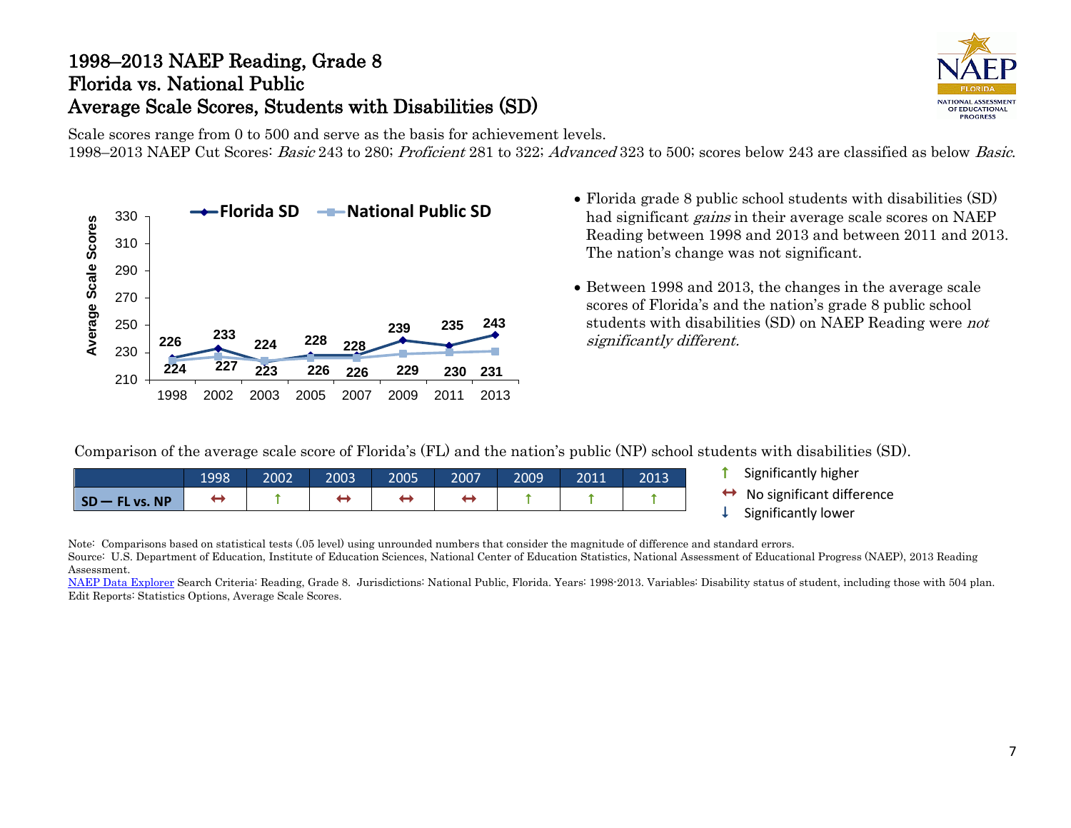# 1998–2013 NAEP Reading, Grade 8
# Florida vs. National Public
# Average Scale Scores, Students with Disabilities (SD)

Scale scores range from 0 to 500 and serve as the basis for achievement levels.
1998–2013 NAEP Cut Scores: *Basic* 243 to 280; *Proficient* 281 to 322; *Advanced* 323 to 500; scores below 243 are classified as below *Basic*.

| Year | Florida SD | National Public SD |
|---|---|---|
| 1998 | 226 | 224 |
| 2002 | 233 | 227 |
| 2003 | 224 | 223 |
| 2005 | 228 | 226 |
| 2007 | 228 | 226 |
| 2009 | 239 | 229 |
| 2011 | 235 | 230 |
| 2013 | 243 | 231 |

- Florida grade 8 public school students with disabilities (SD) had significant *gains* in their average scale scores on NAEP Reading between 1998 and 2013 and between 2011 and 2013. The nation's change was not significant.
- Between 1998 and 2013, the changes in the average scale scores of Florida's and the nation's grade 8 public school students with disabilities (SD) on NAEP Reading were *not significantly different.*

Comparison of the average scale score of Florida's (FL) and the nation's public (NP) school students with disabilities (SD).

| | 1998 | 2002 | 2003 | 2005 | 2007 | 2009 | 2011 | 2013 |
|---|---|---|---|---|---|---|---|---|
| SD — FL vs. NP | ↔ | ↑ | ↔ | ↔ | ↔ | ↑ | ↑ | ↑ |

↑ Significantly higher
↔ No significant difference
↓ Significantly lower

Note: Comparisons based on statistical tests (.05 level) using unrounded numbers that consider the magnitude of difference and standard errors.
Source: U.S. Department of Education, Institute of Education Sciences, National Center of Education Statistics, National Assessment of Educational Progress (NAEP), 2013 Reading Assessment.
NAEP Data Explorer Search Criteria: Reading, Grade 8. Jurisdictions: National Public, Florida. Years: 1998-2013. Variables: Disability status of student, including those with 504 plan. Edit Reports: Statistics Options, Average Scale Scores.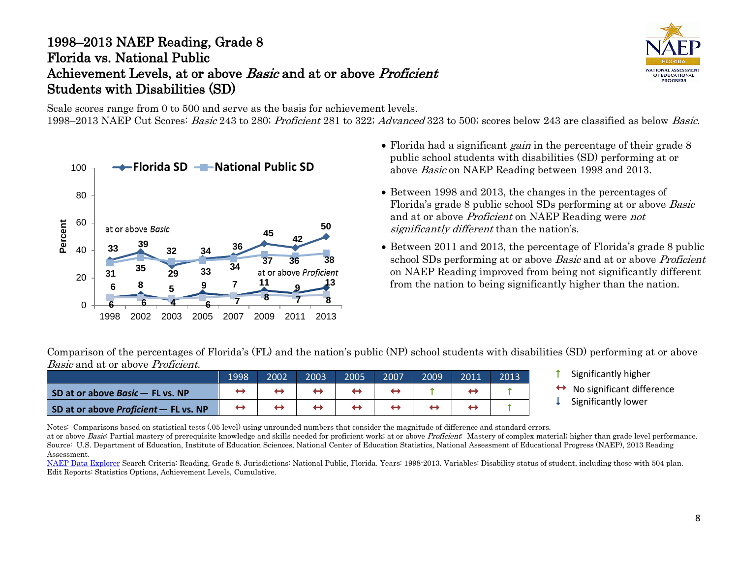# 1998–2013 NAEP Reading, Grade 8
# Florida vs. National Public
# Achievement Levels, at or above *Basic* and at or above *Proficient*
# Students with Disabilities (SD)

Scale scores range from 0 to 500 and serve as the basis for achievement levels.
1998–2013 NAEP Cut Scores: *Basic* 243 to 280; *Proficient* 281 to 322; *Advanced* 323 to 500; scores below 243 are classified as below *Basic*.

| | 1998 | 2002 | 2003 | 2005 | 2007 | 2009 | 2011 | 2013 |
|---|---|---|---|---|---|---|---|---|
| Florida SD at or above *Basic* | 33 | 39 | 29 | 34 | 36 | 45 | 42 | 50 |
| National Public SD at or above *Basic* | 31 | 35 | 32 | 33 | 34 | 37 | 36 | 38 |
| Florida SD at or above *Proficient* | 6 | 8 | 4 | 9 | 7 | 11 | 9 | 13 |
| National Public SD at or above *Proficient* | 6 | 6 | 5 | 6 | 7 | 8 | 7 | 8 |

- Florida had a significant *gain* in the percentage of their grade 8 public school students with disabilities (SD) performing at or above *Basic* on NAEP Reading between 1998 and 2013.
- Between 1998 and 2013, the changes in the percentages of Florida's grade 8 public school SDs performing at or above *Basic* and at or above *Proficient* on NAEP Reading were *not significantly different* than the nation's.
- Between 2011 and 2013, the percentage of Florida's grade 8 public school SDs performing at or above *Basic* and at or above *Proficient* on NAEP Reading improved from being not significantly different from the nation to being significantly higher than the nation.

Comparison of the percentages of Florida's (FL) and the nation's public (NP) school students with disabilities (SD) performing at or above *Basic* and at or above *Proficient.*

| | 1998 | 2002 | 2003 | 2005 | 2007 | 2009 | 2011 | 2013 |
|---|---|---|---|---|---|---|---|---|
| **SD at or above *Basic* — FL vs. NP** | ↔ | ↔ | ↔ | ↔ | ↔ | ↑ | ↔ | ↑ |
| **SD at or above *Proficient* — FL vs. NP** | ↔ | ↔ | ↔ | ↔ | ↔ | ↔ | ↔ | ↑ |

↑ Significantly higher
↔ No significant difference
↓ Significantly lower

Notes: Comparisons based on statistical tests (.05 level) using unrounded numbers that consider the magnitude of difference and standard errors.
at or above *Basic*: Partial mastery of prerequisite knowledge and skills needed for proficient work; at or above *Proficient*: Mastery of complex material; higher than grade level performance.
Source: U.S. Department of Education, Institute of Education Sciences, National Center of Education Statistics, National Assessment of Educational Progress (NAEP), 2013 Reading Assessment.
NAEP Data Explorer Search Criteria: Reading, Grade 8. Jurisdictions: National Public, Florida. Years: 1998-2013. Variables: Disability status of student, including those with 504 plan. Edit Reports: Statistics Options, Achievement Levels, Cumulative.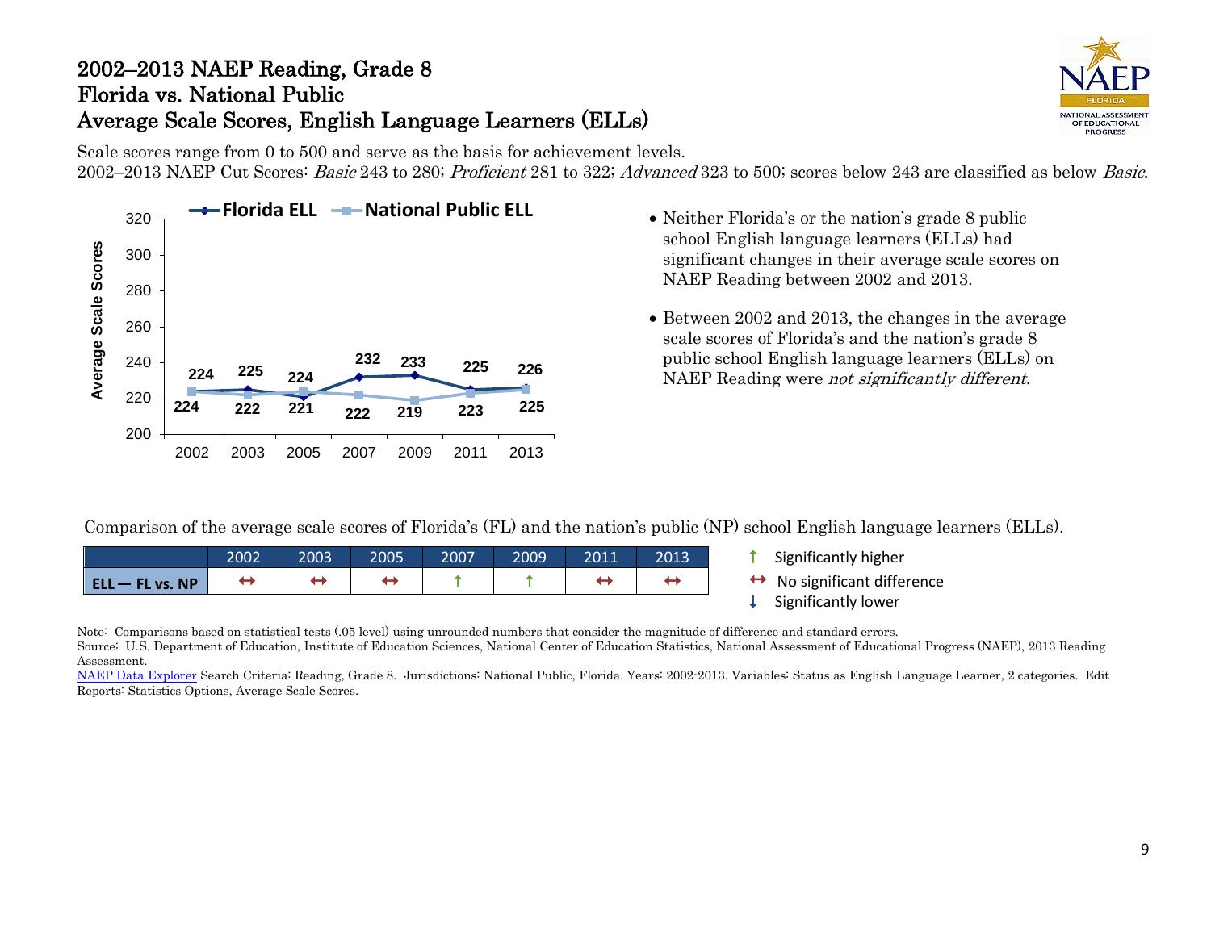# 2002–2013 NAEP Reading, Grade 8
## Florida vs. National Public
## Average Scale Scores, English Language Learners (ELLs)

Scale scores range from 0 to 500 and serve as the basis for achievement levels.
2002–2013 NAEP Cut Scores: *Basic* 243 to 280; *Proficient* 281 to 322; *Advanced* 323 to 500; scores below 243 are classified as below *Basic*.

| Year | Florida ELL | National Public ELL |
|---|---|---|
| 2002 | 224 | 224 |
| 2003 | 225 | 222 |
| 2005 | 221 | 224 |
| 2007 | 232 | 222 |
| 2009 | 233 | 219 |
| 2011 | 225 | 223 |
| 2013 | 226 | 225 |

- Neither Florida's or the nation's grade 8 public school English language learners (ELLs) had significant changes in their average scale scores on NAEP Reading between 2002 and 2013.
- Between 2002 and 2013, the changes in the average scale scores of Florida's and the nation's grade 8 public school English language learners (ELLs) on NAEP Reading were *not significantly different*.

Comparison of the average scale scores of Florida's (FL) and the nation's public (NP) school English language learners (ELLs).

| | 2002 | 2003 | 2005 | 2007 | 2009 | 2011 | 2013 |
|---|---|---|---|---|---|---|---|
| **ELL — FL vs. NP** | ↔ | ↔ | ↔ | ↑ | ↑ | ↔ | ↔ |

↑ Significantly higher
↔ No significant difference
↓ Significantly lower

Note: Comparisons based on statistical tests (.05 level) using unrounded numbers that consider the magnitude of difference and standard errors.
Source: U.S. Department of Education, Institute of Education Sciences, National Center of Education Statistics, National Assessment of Educational Progress (NAEP), 2013 Reading Assessment.
NAEP Data Explorer Search Criteria: Reading, Grade 8. Jurisdictions: National Public, Florida. Years: 2002-2013. Variables: Status as English Language Learner, 2 categories. Edit Reports: Statistics Options, Average Scale Scores.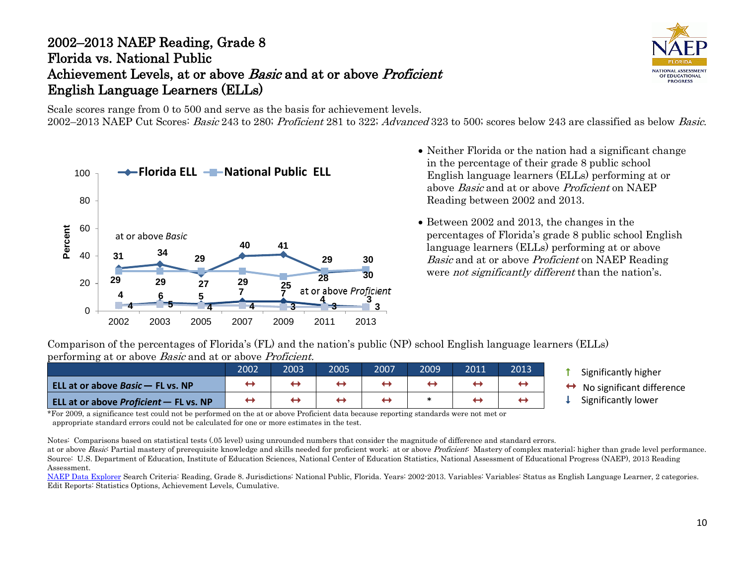# 2002–2013 NAEP Reading, Grade 8
# Florida vs. National Public
# Achievement Levels, at or above *Basic* and at or above *Proficient*
# English Language Learners (ELLs)

Scale scores range from 0 to 500 and serve as the basis for achievement levels.
2002–2013 NAEP Cut Scores: *Basic* 243 to 280; *Proficient* 281 to 322; *Advanced* 323 to 500; scores below 243 are classified as below *Basic*.

Florida ELL
National Public ELL
Percent
100
80
60
40
20
0
at or above *Basic*
at or above *Proficient*
31 34 29 40 41 29 30
29 29 27 29 25 28 30
4 6 5 7 7 4 3
4 5 4 4 3 3 3
2002 2003 2005 2007 2009 2011 2013

- Neither Florida or the nation had a significant change in the percentage of their grade 8 public school English language learners (ELLs) performing at or above *Basic* and at or above *Proficient* on NAEP Reading between 2002 and 2013.
- Between 2002 and 2013, the changes in the percentages of Florida's grade 8 public school English language learners (ELLs) performing at or above *Basic* and at or above *Proficient* on NAEP Reading were *not significantly different* than the nation's.

Comparison of the percentages of Florida's (FL) and the nation's public (NP) school English language learners (ELLs) performing at or above *Basic* and at or above *Proficient*.

| | 2002 | 2003 | 2005 | 2007 | 2009 | 2011 | 2013 |
|---|---|---|---|---|---|---|---|
| **ELL at or above *Basic* — FL vs. NP** | ↔ | ↔ | ↔ | ↔ | ↔ | ↔ | ↔ |
| **ELL at or above *Proficient* — FL vs. NP** | ↔ | ↔ | ↔ | ↔ | * | ↔ | ↔ |

↑ Significantly higher
↔ No significant difference
↓ Significantly lower

*For 2009, a significance test could not be performed on the at or above Proficient data because reporting standards were not met or appropriate standard errors could not be calculated for one or more estimates in the test.

Notes: Comparisons based on statistical tests (.05 level) using unrounded numbers that consider the magnitude of difference and standard errors.
at or above *Basic*: Partial mastery of prerequisite knowledge and skills needed for proficient work; at or above *Proficient*: Mastery of complex material; higher than grade level performance.
Source: U.S. Department of Education, Institute of Education Sciences, National Center of Education Statistics, National Assessment of Educational Progress (NAEP), 2013 Reading Assessment.
NAEP Data Explorer Search Criteria: Reading, Grade 8. Jurisdictions: National Public, Florida. Years: 2002-2013. Variables: Variables: Status as English Language Learner, 2 categories. Edit Reports: Statistics Options, Achievement Levels, Cumulative.